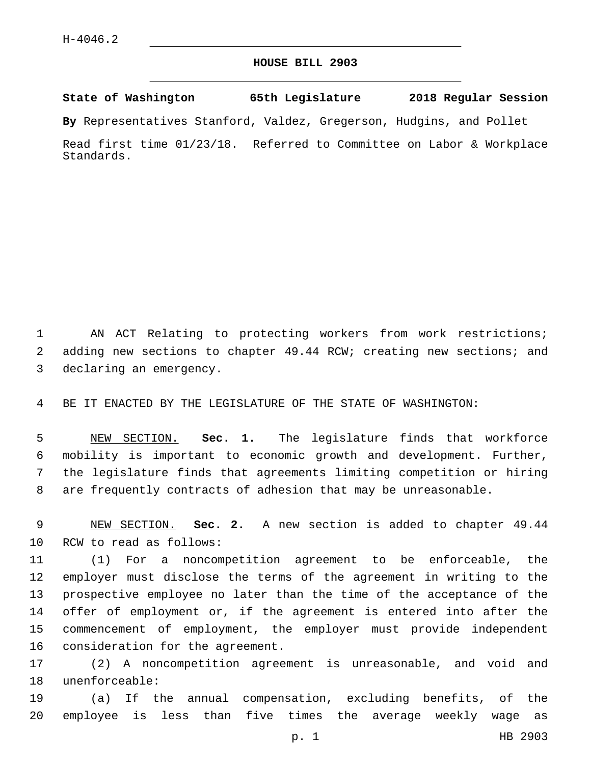H-4046.2

# HOUSE BILL 2903

**State of Washington 65th Legislature 2018 Regular Session**

**By** Representatives Stanford, Valdez, Gregerson, Hudgins, and Pollet

Read first time 01/23/18. Referred to Committee on Labor & Workplace Standards.

AN ACT Relating to protecting workers from work restrictions; adding new sections to chapter 49.44 RCW; creating new sections; and declaring an emergency.

BE IT ENACTED BY THE LEGISLATURE OF THE STATE OF WASHINGTON:

NEW SECTION. **Sec. 1.** The legislature finds that workforce mobility is important to economic growth and development. Further, the legislature finds that agreements limiting competition or hiring are frequently contracts of adhesion that may be unreasonable.

NEW SECTION. **Sec. 2.** A new section is added to chapter 49.44 RCW to read as follows:

(1) For a noncompetition agreement to be enforceable, the employer must disclose the terms of the agreement in writing to the prospective employee no later than the time of the acceptance of the offer of employment or, if the agreement is entered into after the commencement of employment, the employer must provide independent consideration for the agreement.

(2) A noncompetition agreement is unreasonable, and void and unenforceable:

(a) If the annual compensation, excluding benefits, of the employee is less than five times the average weekly wage as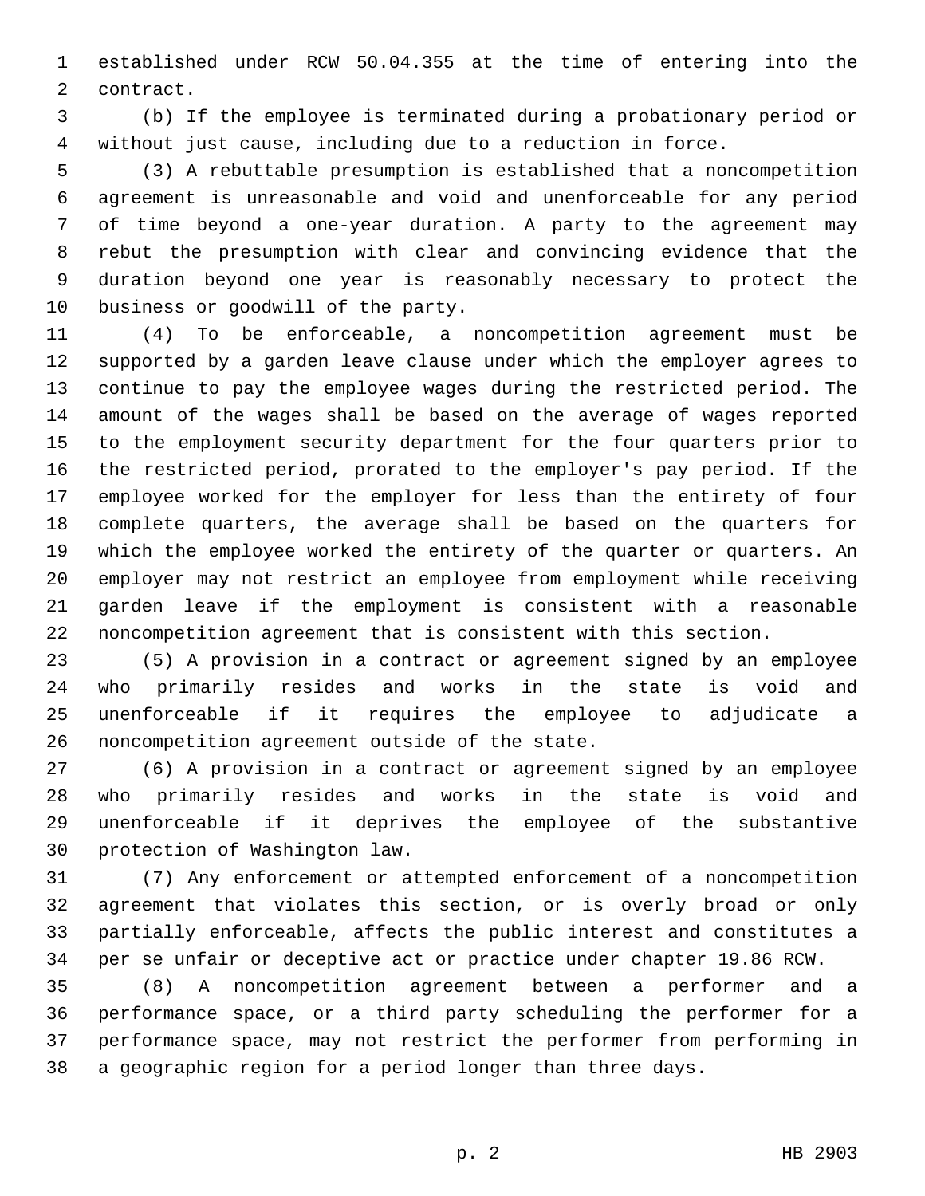established under RCW 50.04.355 at the time of entering into the contract.

(b) If the employee is terminated during a probationary period or without just cause, including due to a reduction in force.

(3) A rebuttable presumption is established that a noncompetition agreement is unreasonable and void and unenforceable for any period of time beyond a one-year duration. A party to the agreement may rebut the presumption with clear and convincing evidence that the duration beyond one year is reasonably necessary to protect the business or goodwill of the party.

(4) To be enforceable, a noncompetition agreement must be supported by a garden leave clause under which the employer agrees to continue to pay the employee wages during the restricted period. The amount of the wages shall be based on the average of wages reported to the employment security department for the four quarters prior to the restricted period, prorated to the employer's pay period. If the employee worked for the employer for less than the entirety of four complete quarters, the average shall be based on the quarters for which the employee worked the entirety of the quarter or quarters. An employer may not restrict an employee from employment while receiving garden leave if the employment is consistent with a reasonable noncompetition agreement that is consistent with this section.

(5) A provision in a contract or agreement signed by an employee who primarily resides and works in the state is void and unenforceable if it requires the employee to adjudicate a noncompetition agreement outside of the state.

(6) A provision in a contract or agreement signed by an employee who primarily resides and works in the state is void and unenforceable if it deprives the employee of the substantive protection of Washington law.

(7) Any enforcement or attempted enforcement of a noncompetition agreement that violates this section, or is overly broad or only partially enforceable, affects the public interest and constitutes a per se unfair or deceptive act or practice under chapter 19.86 RCW.

(8) A noncompetition agreement between a performer and a performance space, or a third party scheduling the performer for a performance space, may not restrict the performer from performing in a geographic region for a period longer than three days.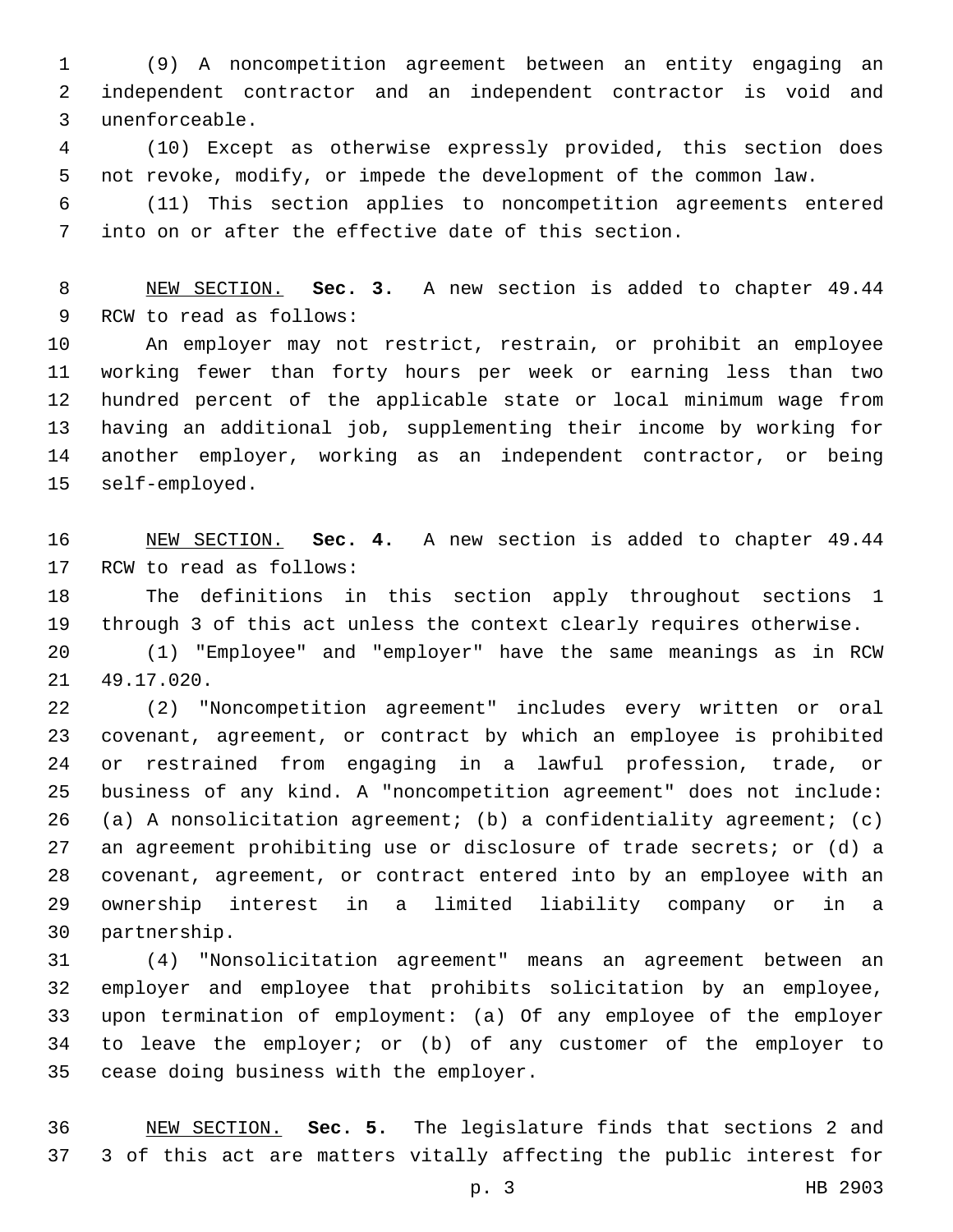(9) A noncompetition agreement between an entity engaging an independent contractor and an independent contractor is void and unenforceable.

(10) Except as otherwise expressly provided, this section does not revoke, modify, or impede the development of the common law.

(11) This section applies to noncompetition agreements entered into on or after the effective date of this section.

NEW SECTION. **Sec. 3.** A new section is added to chapter 49.44 RCW to read as follows:

An employer may not restrict, restrain, or prohibit an employee working fewer than forty hours per week or earning less than two hundred percent of the applicable state or local minimum wage from having an additional job, supplementing their income by working for another employer, working as an independent contractor, or being self-employed.

NEW SECTION. **Sec. 4.** A new section is added to chapter 49.44 RCW to read as follows:

The definitions in this section apply throughout sections 1 through 3 of this act unless the context clearly requires otherwise.

(1) "Employee" and "employer" have the same meanings as in RCW 49.17.020.

(2) "Noncompetition agreement" includes every written or oral covenant, agreement, or contract by which an employee is prohibited or restrained from engaging in a lawful profession, trade, or business of any kind. A "noncompetition agreement" does not include: (a) A nonsolicitation agreement; (b) a confidentiality agreement; (c) an agreement prohibiting use or disclosure of trade secrets; or (d) a covenant, agreement, or contract entered into by an employee with an ownership interest in a limited liability company or in a partnership.

(4) "Nonsolicitation agreement" means an agreement between an employer and employee that prohibits solicitation by an employee, upon termination of employment: (a) Of any employee of the employer to leave the employer; or (b) of any customer of the employer to cease doing business with the employer.

NEW SECTION. **Sec. 5.** The legislature finds that sections 2 and 3 of this act are matters vitally affecting the public interest for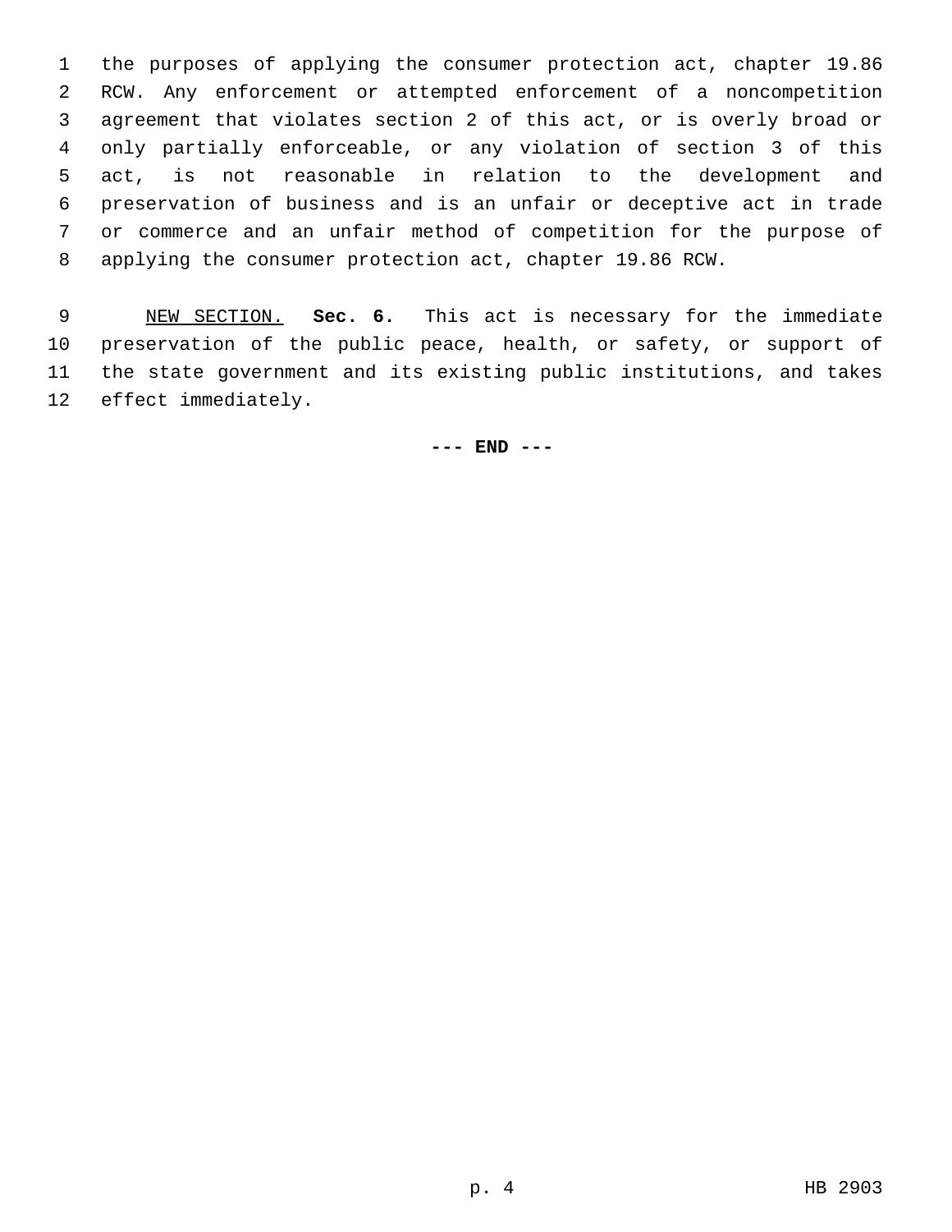the purposes of applying the consumer protection act, chapter 19.86 RCW. Any enforcement or attempted enforcement of a noncompetition agreement that violates section 2 of this act, or is overly broad or only partially enforceable, or any violation of section 3 of this act, is not reasonable in relation to the development and preservation of business and is an unfair or deceptive act in trade or commerce and an unfair method of competition for the purpose of applying the consumer protection act, chapter 19.86 RCW.

NEW SECTION. **Sec. 6.** This act is necessary for the immediate preservation of the public peace, health, or safety, or support of the state government and its existing public institutions, and takes effect immediately.

**--- END ---**